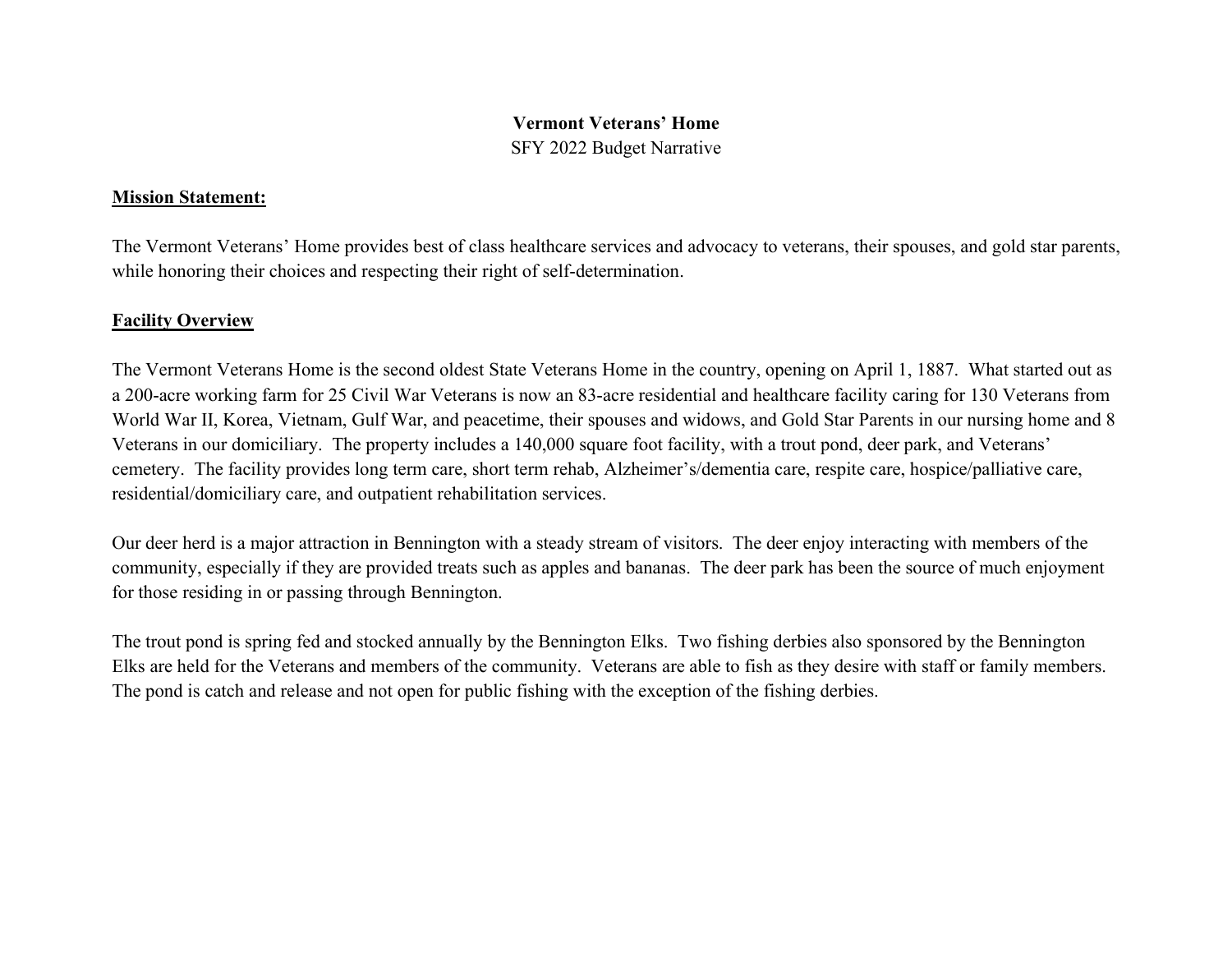# Vermont Veterans' Home

SFY 2022 Budget Narrative

## Mission Statement:

The Vermont Veterans' Home provides best of class healthcare services and advocacy to veterans, their spouses, and gold star parents, while honoring their choices and respecting their right of self-determination.

## Facility Overview

The Vermont Veterans Home is the second oldest State Veterans Home in the country, opening on April 1, 1887. What started out as a 200-acre working farm for 25 Civil War Veterans is now an 83-acre residential and healthcare facility caring for 130 Veterans from World War II, Korea, Vietnam, Gulf War, and peacetime, their spouses and widows, and Gold Star Parents in our nursing home and 8 Veterans in our domiciliary. The property includes a 140,000 square foot facility, with a trout pond, deer park, and Veterans' cemetery. The facility provides long term care, short term rehab, Alzheimer's/dementia care, respite care, hospice/palliative care, residential/domiciliary care, and outpatient rehabilitation services.

Our deer herd is a major attraction in Bennington with a steady stream of visitors. The deer enjoy interacting with members of the community, especially if they are provided treats such as apples and bananas. The deer park has been the source of much enjoyment for those residing in or passing through Bennington.

The trout pond is spring fed and stocked annually by the Bennington Elks. Two fishing derbies also sponsored by the Bennington Elks are held for the Veterans and members of the community. Veterans are able to fish as they desire with staff or family members. The pond is catch and release and not open for public fishing with the exception of the fishing derbies.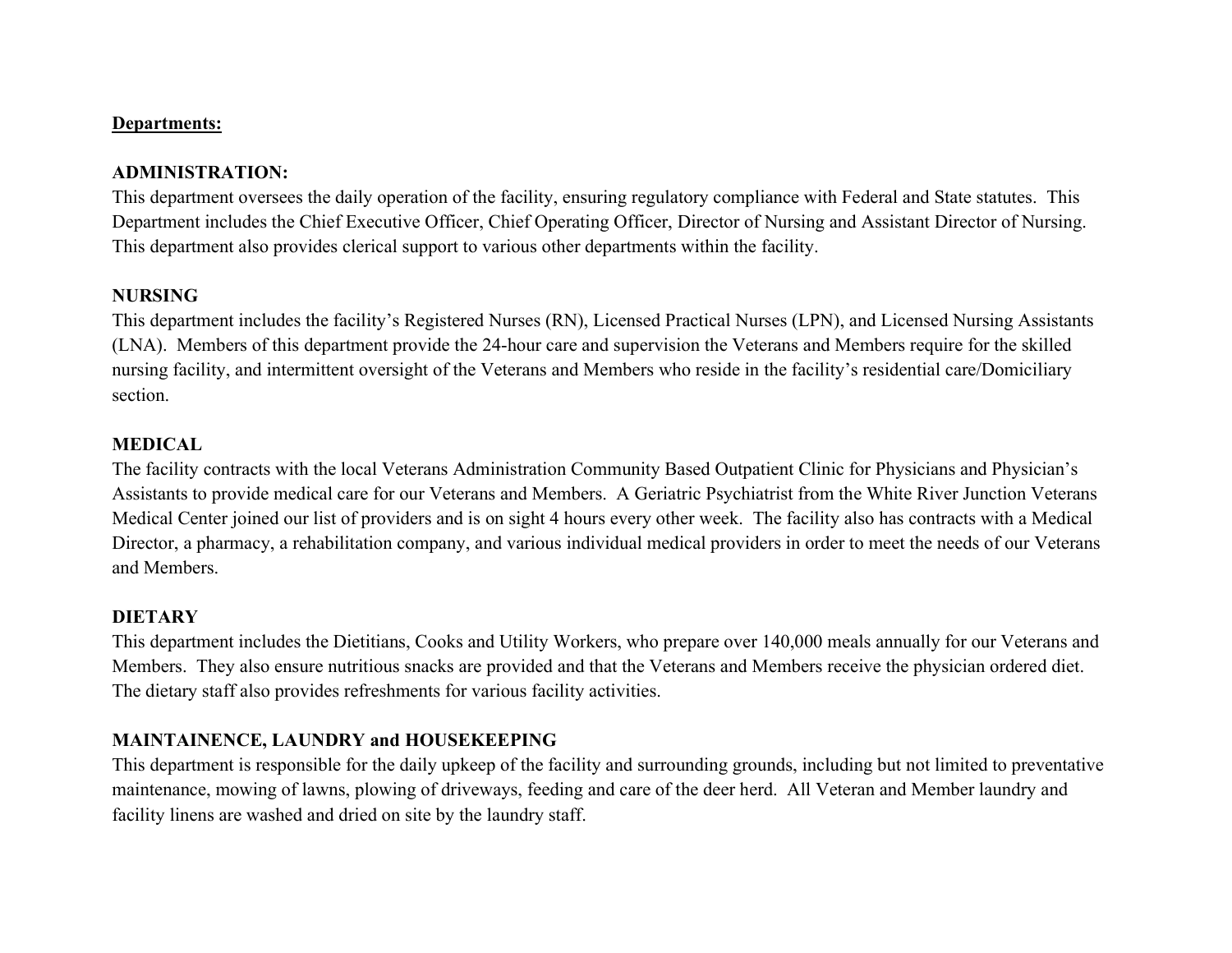**Departments:**

**ADMINISTRATION:**

This department oversees the daily operation of the facility, ensuring regulatory compliance with Federal and State statutes. This Department includes the Chief Executive Officer, Chief Operating Officer, Director of Nursing and Assistant Director of Nursing. This department also provides clerical support to various other departments within the facility.

**NURSING**

This department includes the facility's Registered Nurses (RN), Licensed Practical Nurses (LPN), and Licensed Nursing Assistants (LNA). Members of this department provide the 24-hour care and supervision the Veterans and Members require for the skilled nursing facility, and intermittent oversight of the Veterans and Members who reside in the facility's residential care/Domiciliary section.

**MEDICAL**

The facility contracts with the local Veterans Administration Community Based Outpatient Clinic for Physicians and Physician's Assistants to provide medical care for our Veterans and Members. A Geriatric Psychiatrist from the White River Junction Veterans Medical Center joined our list of providers and is on sight 4 hours every other week. The facility also has contracts with a Medical Director, a pharmacy, a rehabilitation company, and various individual medical providers in order to meet the needs of our Veterans and Members.

**DIETARY**

This department includes the Dietitians, Cooks and Utility Workers, who prepare over 140,000 meals annually for our Veterans and Members. They also ensure nutritious snacks are provided and that the Veterans and Members receive the physician ordered diet. The dietary staff also provides refreshments for various facility activities.

**MAINTAINENCE, LAUNDRY and HOUSEKEEPING**

This department is responsible for the daily upkeep of the facility and surrounding grounds, including but not limited to preventative maintenance, mowing of lawns, plowing of driveways, feeding and care of the deer herd. All Veteran and Member laundry and facility linens are washed and dried on site by the laundry staff.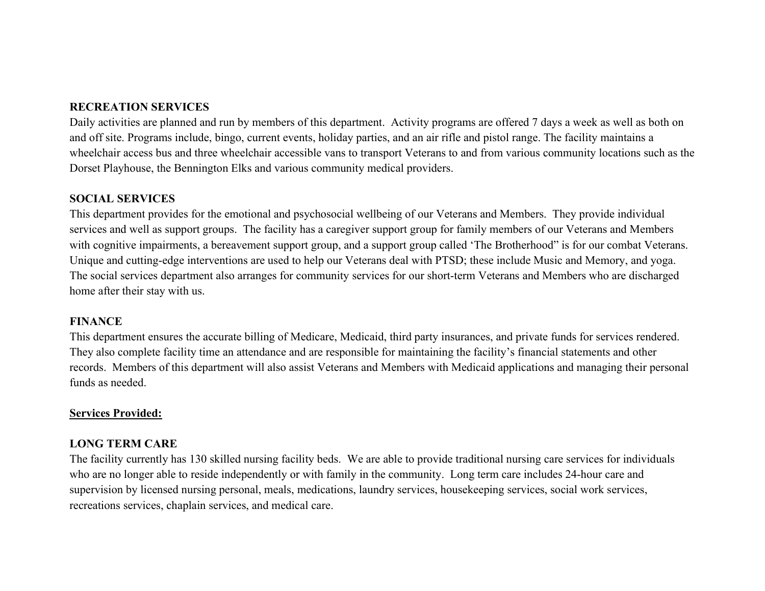**RECREATION SERVICES**
Daily activities are planned and run by members of this department. Activity programs are offered 7 days a week as well as both on and off site. Programs include, bingo, current events, holiday parties, and an air rifle and pistol range. The facility maintains a wheelchair access bus and three wheelchair accessible vans to transport Veterans to and from various community locations such as the Dorset Playhouse, the Bennington Elks and various community medical providers.

**SOCIAL SERVICES**
This department provides for the emotional and psychosocial wellbeing of our Veterans and Members. They provide individual services and well as support groups. The facility has a caregiver support group for family members of our Veterans and Members with cognitive impairments, a bereavement support group, and a support group called 'The Brotherhood" is for our combat Veterans. Unique and cutting-edge interventions are used to help our Veterans deal with PTSD; these include Music and Memory, and yoga. The social services department also arranges for community services for our short-term Veterans and Members who are discharged home after their stay with us.

**FINANCE**
This department ensures the accurate billing of Medicare, Medicaid, third party insurances, and private funds for services rendered. They also complete facility time an attendance and are responsible for maintaining the facility's financial statements and other records. Members of this department will also assist Veterans and Members with Medicaid applications and managing their personal funds as needed.

**<u>Services Provided:</u>**

**LONG TERM CARE**
The facility currently has 130 skilled nursing facility beds. We are able to provide traditional nursing care services for individuals who are no longer able to reside independently or with family in the community. Long term care includes 24-hour care and supervision by licensed nursing personal, meals, medications, laundry services, housekeeping services, social work services, recreations services, chaplain services, and medical care.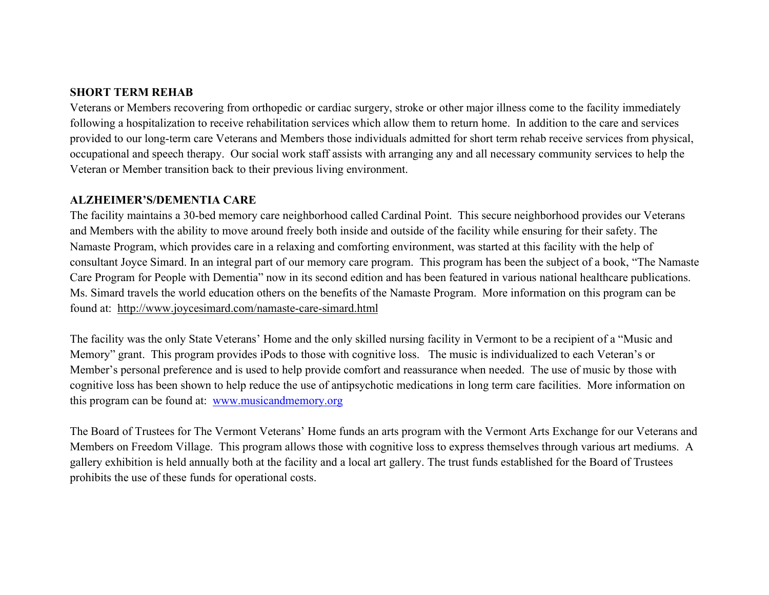**SHORT TERM REHAB**

Veterans or Members recovering from orthopedic or cardiac surgery, stroke or other major illness come to the facility immediately following a hospitalization to receive rehabilitation services which allow them to return home. In addition to the care and services provided to our long-term care Veterans and Members those individuals admitted for short term rehab receive services from physical, occupational and speech therapy. Our social work staff assists with arranging any and all necessary community services to help the Veteran or Member transition back to their previous living environment.

**ALZHEIMER'S/DEMENTIA CARE**

The facility maintains a 30-bed memory care neighborhood called Cardinal Point. This secure neighborhood provides our Veterans and Members with the ability to move around freely both inside and outside of the facility while ensuring for their safety. The Namaste Program, which provides care in a relaxing and comforting environment, was started at this facility with the help of consultant Joyce Simard. In an integral part of our memory care program. This program has been the subject of a book, "The Namaste Care Program for People with Dementia" now in its second edition and has been featured in various national healthcare publications. Ms. Simard travels the world education others on the benefits of the Namaste Program. More information on this program can be found at: http://www.joycesimard.com/namaste-care-simard.html

The facility was the only State Veterans' Home and the only skilled nursing facility in Vermont to be a recipient of a "Music and Memory" grant. This program provides iPods to those with cognitive loss. The music is individualized to each Veteran's or Member's personal preference and is used to help provide comfort and reassurance when needed. The use of music by those with cognitive loss has been shown to help reduce the use of antipsychotic medications in long term care facilities. More information on this program can be found at: www.musicandmemory.org

The Board of Trustees for The Vermont Veterans' Home funds an arts program with the Vermont Arts Exchange for our Veterans and Members on Freedom Village. This program allows those with cognitive loss to express themselves through various art mediums. A gallery exhibition is held annually both at the facility and a local art gallery. The trust funds established for the Board of Trustees prohibits the use of these funds for operational costs.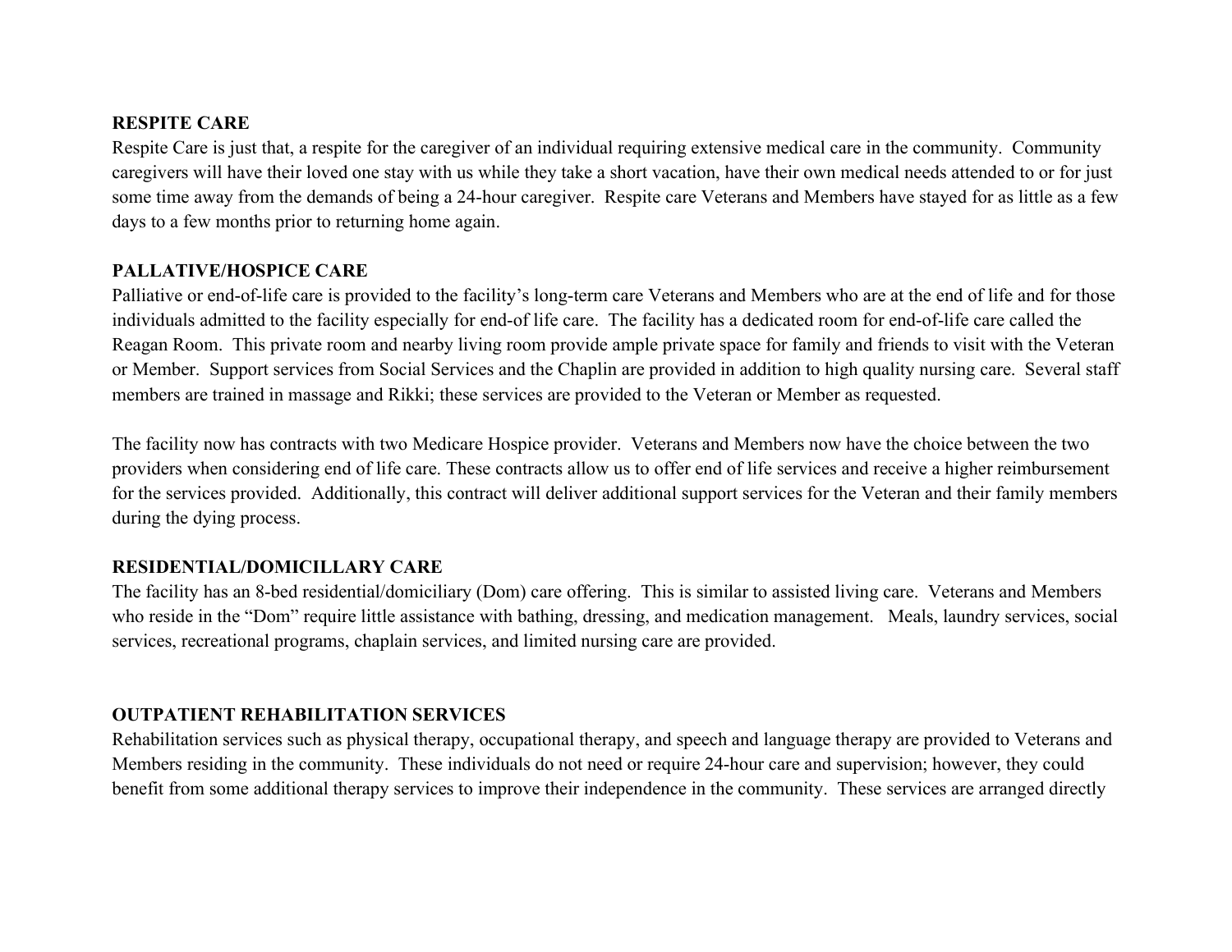**RESPITE CARE**

Respite Care is just that, a respite for the caregiver of an individual requiring extensive medical care in the community. Community caregivers will have their loved one stay with us while they take a short vacation, have their own medical needs attended to or for just some time away from the demands of being a 24-hour caregiver. Respite care Veterans and Members have stayed for as little as a few days to a few months prior to returning home again.

**PALLATIVE/HOSPICE CARE**

Palliative or end-of-life care is provided to the facility's long-term care Veterans and Members who are at the end of life and for those individuals admitted to the facility especially for end-of life care. The facility has a dedicated room for end-of-life care called the Reagan Room. This private room and nearby living room provide ample private space for family and friends to visit with the Veteran or Member. Support services from Social Services and the Chaplin are provided in addition to high quality nursing care. Several staff members are trained in massage and Rikki; these services are provided to the Veteran or Member as requested.

The facility now has contracts with two Medicare Hospice provider. Veterans and Members now have the choice between the two providers when considering end of life care. These contracts allow us to offer end of life services and receive a higher reimbursement for the services provided. Additionally, this contract will deliver additional support services for the Veteran and their family members during the dying process.

**RESIDENTIAL/DOMICILLARY CARE**

The facility has an 8-bed residential/domiciliary (Dom) care offering. This is similar to assisted living care. Veterans and Members who reside in the "Dom" require little assistance with bathing, dressing, and medication management. Meals, laundry services, social services, recreational programs, chaplain services, and limited nursing care are provided.

**OUTPATIENT REHABILITATION SERVICES**

Rehabilitation services such as physical therapy, occupational therapy, and speech and language therapy are provided to Veterans and Members residing in the community. These individuals do not need or require 24-hour care and supervision; however, they could benefit from some additional therapy services to improve their independence in the community. These services are arranged directly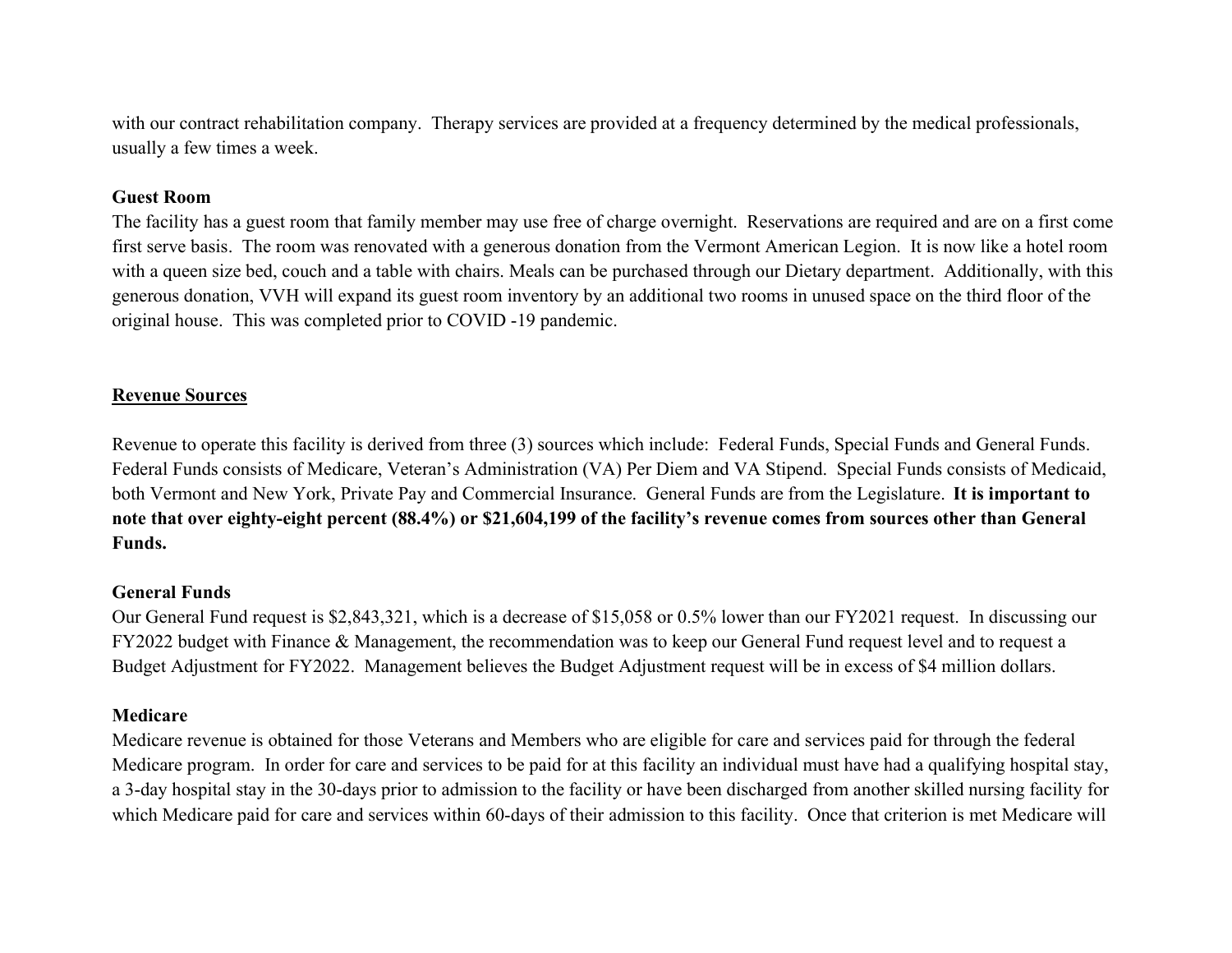with our contract rehabilitation company.  Therapy services are provided at a frequency determined by the medical professionals, usually a few times a week.

**Guest Room**

The facility has a guest room that family member may use free of charge overnight.  Reservations are required and are on a first come first serve basis.  The room was renovated with a generous donation from the Vermont American Legion.  It is now like a hotel room with a queen size bed, couch and a table with chairs. Meals can be purchased through our Dietary department.  Additionally, with this generous donation, VVH will expand its guest room inventory by an additional two rooms in unused space on the third floor of the original house.  This was completed prior to COVID -19 pandemic.

## Revenue Sources

Revenue to operate this facility is derived from three (3) sources which include:  Federal Funds, Special Funds and General Funds.  Federal Funds consists of Medicare, Veteran's Administration (VA) Per Diem and VA Stipend.  Special Funds consists of Medicaid, both Vermont and New York, Private Pay and Commercial Insurance.  General Funds are from the Legislature.  **It is important to note that over eighty-eight percent (88.4%) or $21,604,199 of the facility's revenue comes from sources other than General Funds.**

**General Funds**

Our General Fund request is $2,843,321, which is a decrease of $15,058 or 0.5% lower than our FY2021 request.  In discussing our FY2022 budget with Finance & Management, the recommendation was to keep our General Fund request level and to request a Budget Adjustment for FY2022.  Management believes the Budget Adjustment request will be in excess of $4 million dollars.

**Medicare**

Medicare revenue is obtained for those Veterans and Members who are eligible for care and services paid for through the federal Medicare program.  In order for care and services to be paid for at this facility an individual must have had a qualifying hospital stay, a 3-day hospital stay in the 30-days prior to admission to the facility or have been discharged from another skilled nursing facility for which Medicare paid for care and services within 60-days of their admission to this facility.  Once that criterion is met Medicare will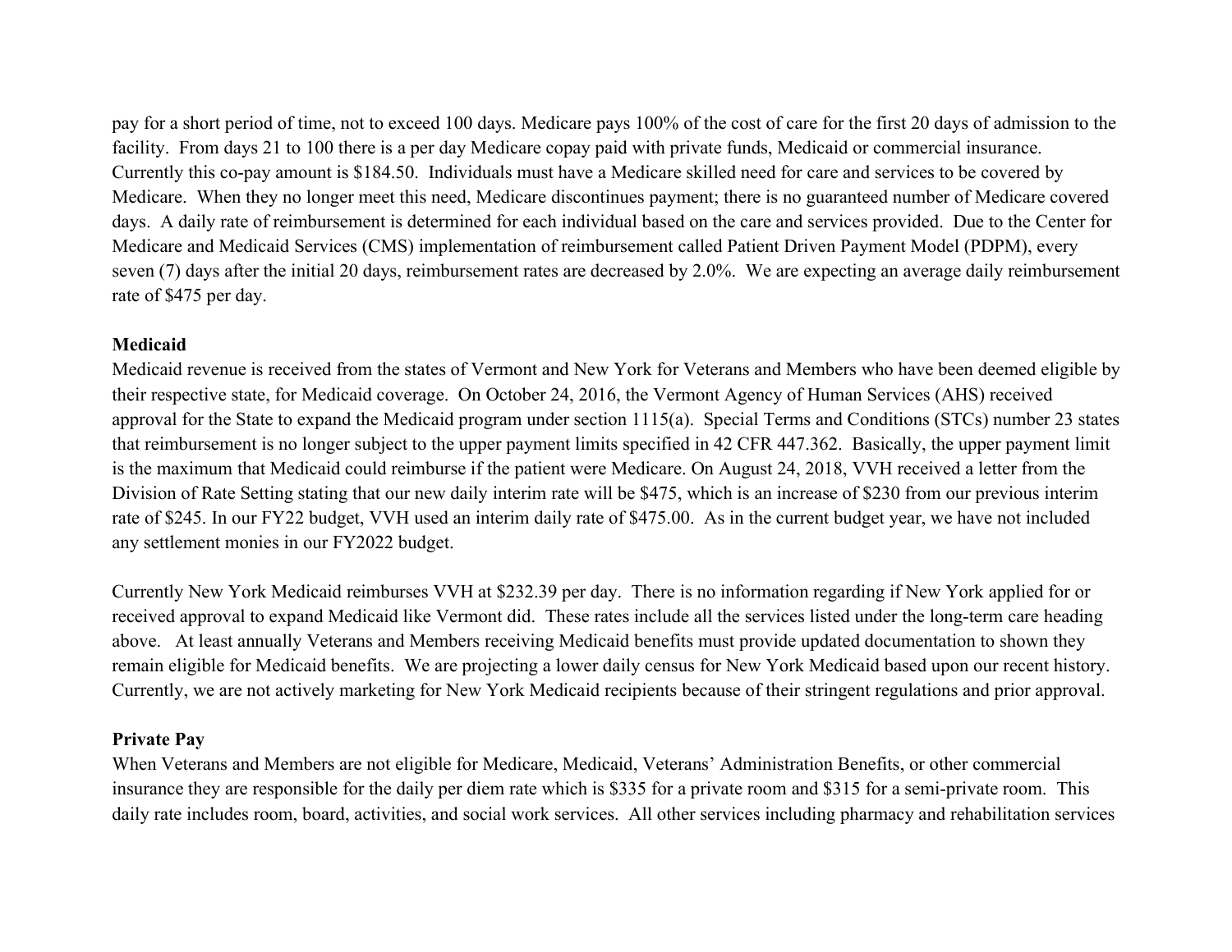pay for a short period of time, not to exceed 100 days. Medicare pays 100% of the cost of care for the first 20 days of admission to the facility. From days 21 to 100 there is a per day Medicare copay paid with private funds, Medicaid or commercial insurance. Currently this co-pay amount is $184.50. Individuals must have a Medicare skilled need for care and services to be covered by Medicare. When they no longer meet this need, Medicare discontinues payment; there is no guaranteed number of Medicare covered days. A daily rate of reimbursement is determined for each individual based on the care and services provided. Due to the Center for Medicare and Medicaid Services (CMS) implementation of reimbursement called Patient Driven Payment Model (PDPM), every seven (7) days after the initial 20 days, reimbursement rates are decreased by 2.0%. We are expecting an average daily reimbursement rate of $475 per day.

**Medicaid**

Medicaid revenue is received from the states of Vermont and New York for Veterans and Members who have been deemed eligible by their respective state, for Medicaid coverage. On October 24, 2016, the Vermont Agency of Human Services (AHS) received approval for the State to expand the Medicaid program under section 1115(a). Special Terms and Conditions (STCs) number 23 states that reimbursement is no longer subject to the upper payment limits specified in 42 CFR 447.362. Basically, the upper payment limit is the maximum that Medicaid could reimburse if the patient were Medicare. On August 24, 2018, VVH received a letter from the Division of Rate Setting stating that our new daily interim rate will be $475, which is an increase of $230 from our previous interim rate of $245. In our FY22 budget, VVH used an interim daily rate of $475.00. As in the current budget year, we have not included any settlement monies in our FY2022 budget.

Currently New York Medicaid reimburses VVH at $232.39 per day. There is no information regarding if New York applied for or received approval to expand Medicaid like Vermont did. These rates include all the services listed under the long-term care heading above. At least annually Veterans and Members receiving Medicaid benefits must provide updated documentation to shown they remain eligible for Medicaid benefits. We are projecting a lower daily census for New York Medicaid based upon our recent history. Currently, we are not actively marketing for New York Medicaid recipients because of their stringent regulations and prior approval.

**Private Pay**

When Veterans and Members are not eligible for Medicare, Medicaid, Veterans' Administration Benefits, or other commercial insurance they are responsible for the daily per diem rate which is $335 for a private room and $315 for a semi-private room. This daily rate includes room, board, activities, and social work services. All other services including pharmacy and rehabilitation services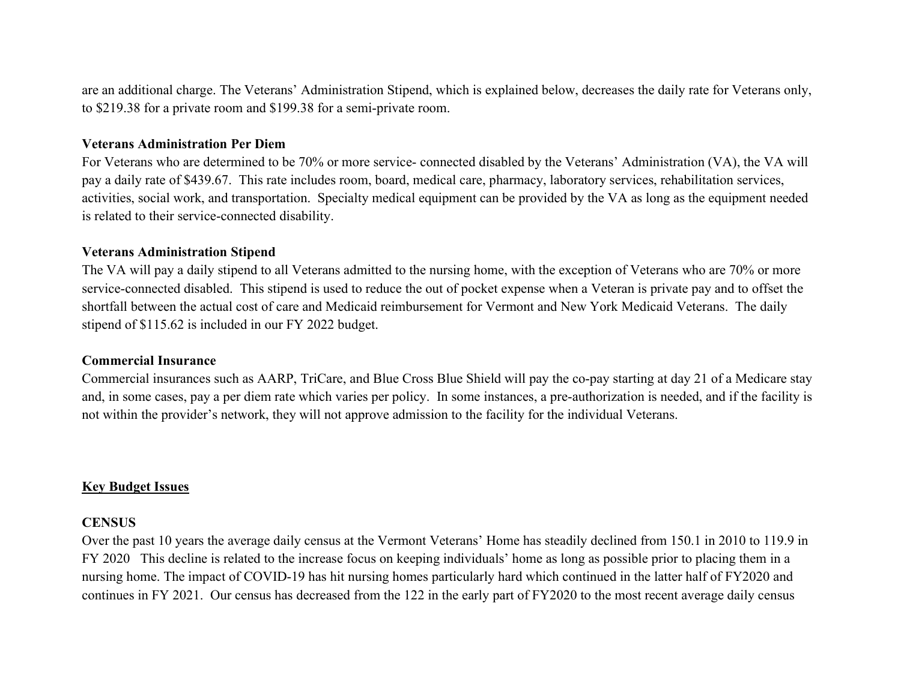are an additional charge. The Veterans' Administration Stipend, which is explained below, decreases the daily rate for Veterans only, to $219.38 for a private room and $199.38 for a semi-private room.

**Veterans Administration Per Diem**

For Veterans who are determined to be 70% or more service- connected disabled by the Veterans' Administration (VA), the VA will pay a daily rate of $439.67. This rate includes room, board, medical care, pharmacy, laboratory services, rehabilitation services, activities, social work, and transportation. Specialty medical equipment can be provided by the VA as long as the equipment needed is related to their service-connected disability.

**Veterans Administration Stipend**

The VA will pay a daily stipend to all Veterans admitted to the nursing home, with the exception of Veterans who are 70% or more service-connected disabled. This stipend is used to reduce the out of pocket expense when a Veteran is private pay and to offset the shortfall between the actual cost of care and Medicaid reimbursement for Vermont and New York Medicaid Veterans. The daily stipend of $115.62 is included in our FY 2022 budget.

**Commercial Insurance**

Commercial insurances such as AARP, TriCare, and Blue Cross Blue Shield will pay the co-pay starting at day 21 of a Medicare stay and, in some cases, pay a per diem rate which varies per policy. In some instances, a pre-authorization is needed, and if the facility is not within the provider's network, they will not approve admission to the facility for the individual Veterans.

## Key Budget Issues

**CENSUS**

Over the past 10 years the average daily census at the Vermont Veterans' Home has steadily declined from 150.1 in 2010 to 119.9 in FY 2020 This decline is related to the increase focus on keeping individuals' home as long as possible prior to placing them in a nursing home. The impact of COVID-19 has hit nursing homes particularly hard which continued in the latter half of FY2020 and continues in FY 2021. Our census has decreased from the 122 in the early part of FY2020 to the most recent average daily census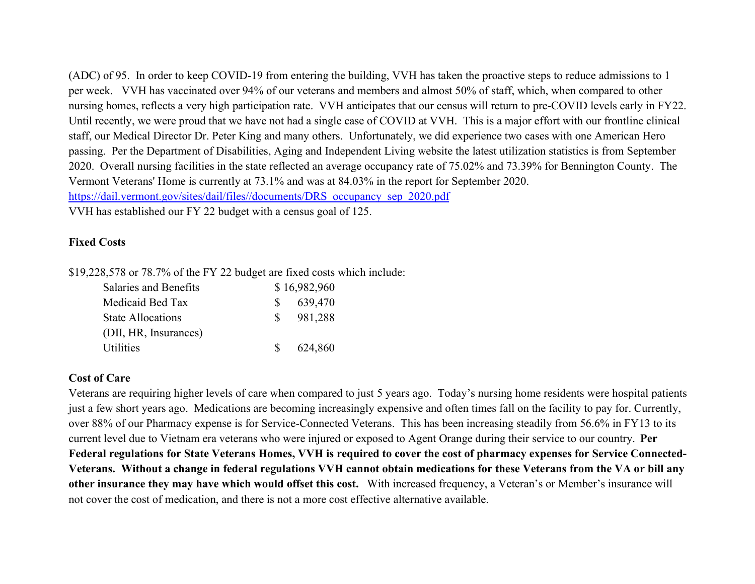(ADC) of 95. In order to keep COVID-19 from entering the building, VVH has taken the proactive steps to reduce admissions to 1 per week. VVH has vaccinated over 94% of our veterans and members and almost 50% of staff, which, when compared to other nursing homes, reflects a very high participation rate. VVH anticipates that our census will return to pre-COVID levels early in FY22. Until recently, we were proud that we have not had a single case of COVID at VVH. This is a major effort with our frontline clinical staff, our Medical Director Dr. Peter King and many others. Unfortunately, we did experience two cases with one American Hero passing. Per the Department of Disabilities, Aging and Independent Living website the latest utilization statistics is from September 2020. Overall nursing facilities in the state reflected an average occupancy rate of 75.02% and 73.39% for Bennington County. The Vermont Veterans' Home is currently at 73.1% and was at 84.03% in the report for September 2020.
https://dail.vermont.gov/sites/dail/files//documents/DRS_occupancy_sep_2020.pdf
VVH has established our FY 22 budget with a census goal of 125.

**Fixed Costs**

$19,228,578 or 78.7% of the FY 22 budget are fixed costs which include:

| | |
|---|---|
| Salaries and Benefits | $ 16,982,960 |
| Medicaid Bed Tax | $ 639,470 |
| State Allocations (DII, HR, Insurances) | $ 981,288 |
| Utilities | $ 624,860 |

**Cost of Care**

Veterans are requiring higher levels of care when compared to just 5 years ago. Today's nursing home residents were hospital patients just a few short years ago. Medications are becoming increasingly expensive and often times fall on the facility to pay for. Currently, over 88% of our Pharmacy expense is for Service-Connected Veterans. This has been increasing steadily from 56.6% in FY13 to its current level due to Vietnam era veterans who were injured or exposed to Agent Orange during their service to our country. **Per Federal regulations for State Veterans Homes, VVH is required to cover the cost of pharmacy expenses for Service Connected-Veterans. Without a change in federal regulations VVH cannot obtain medications for these Veterans from the VA or bill any other insurance they may have which would offset this cost.** With increased frequency, a Veteran's or Member's insurance will not cover the cost of medication, and there is not a more cost effective alternative available.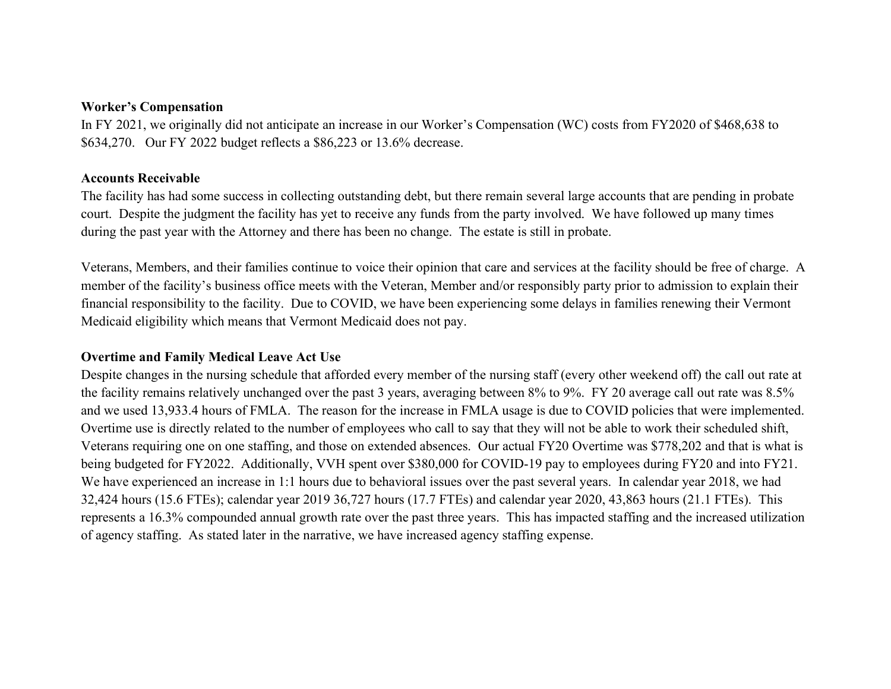**Worker's Compensation**

In FY 2021, we originally did not anticipate an increase in our Worker's Compensation (WC) costs from FY2020 of $468,638 to $634,270. Our FY 2022 budget reflects a $86,223 or 13.6% decrease.

**Accounts Receivable**

The facility has had some success in collecting outstanding debt, but there remain several large accounts that are pending in probate court. Despite the judgment the facility has yet to receive any funds from the party involved. We have followed up many times during the past year with the Attorney and there has been no change. The estate is still in probate.

Veterans, Members, and their families continue to voice their opinion that care and services at the facility should be free of charge. A member of the facility's business office meets with the Veteran, Member and/or responsibly party prior to admission to explain their financial responsibility to the facility. Due to COVID, we have been experiencing some delays in families renewing their Vermont Medicaid eligibility which means that Vermont Medicaid does not pay.

**Overtime and Family Medical Leave Act Use**

Despite changes in the nursing schedule that afforded every member of the nursing staff (every other weekend off) the call out rate at the facility remains relatively unchanged over the past 3 years, averaging between 8% to 9%. FY 20 average call out rate was 8.5% and we used 13,933.4 hours of FMLA. The reason for the increase in FMLA usage is due to COVID policies that were implemented. Overtime use is directly related to the number of employees who call to say that they will not be able to work their scheduled shift, Veterans requiring one on one staffing, and those on extended absences. Our actual FY20 Overtime was $778,202 and that is what is being budgeted for FY2022. Additionally, VVH spent over $380,000 for COVID-19 pay to employees during FY20 and into FY21. We have experienced an increase in 1:1 hours due to behavioral issues over the past several years. In calendar year 2018, we had 32,424 hours (15.6 FTEs); calendar year 2019 36,727 hours (17.7 FTEs) and calendar year 2020, 43,863 hours (21.1 FTEs). This represents a 16.3% compounded annual growth rate over the past three years. This has impacted staffing and the increased utilization of agency staffing. As stated later in the narrative, we have increased agency staffing expense.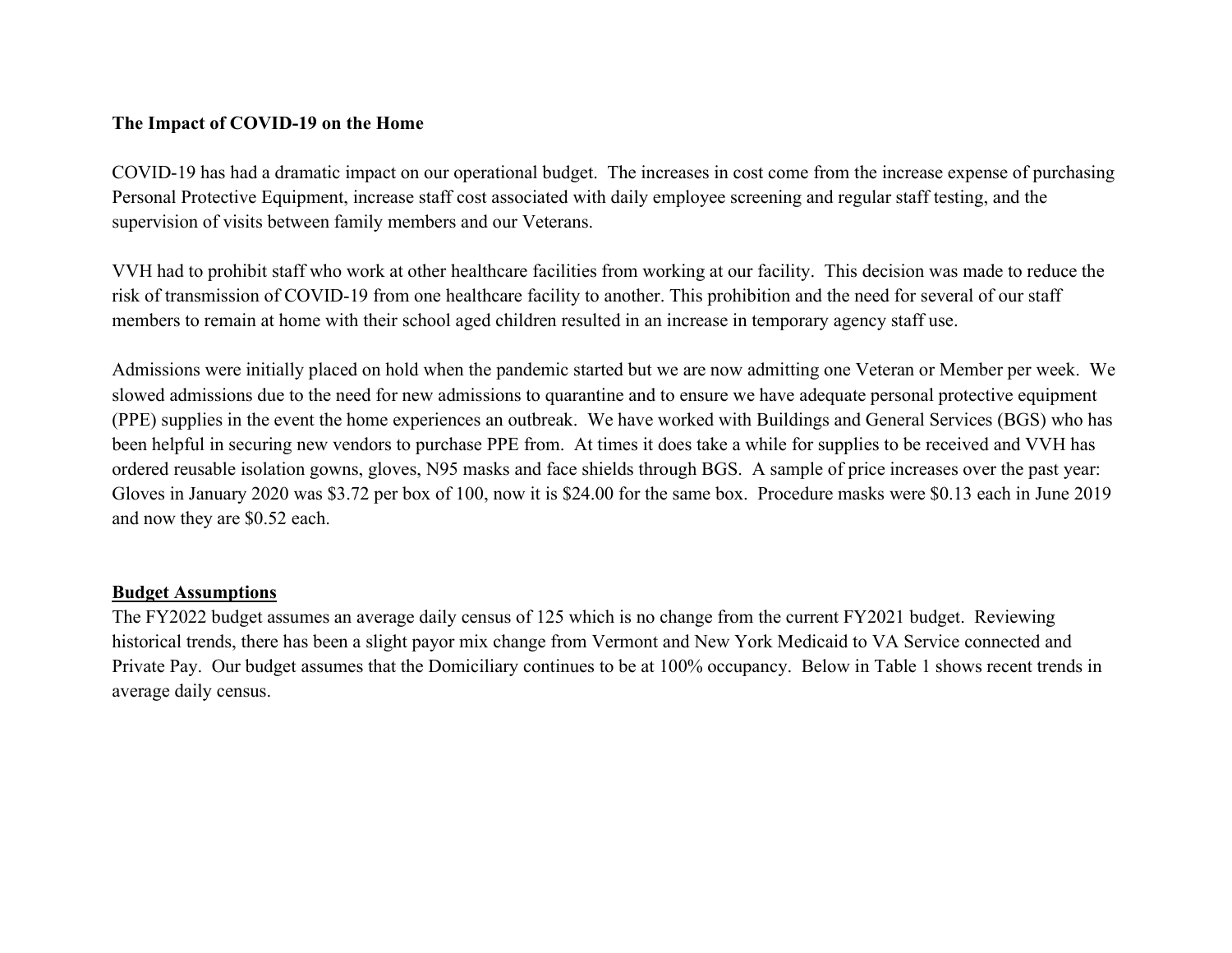**The Impact of COVID-19 on the Home**

COVID-19 has had a dramatic impact on our operational budget. The increases in cost come from the increase expense of purchasing Personal Protective Equipment, increase staff cost associated with daily employee screening and regular staff testing, and the supervision of visits between family members and our Veterans.

VVH had to prohibit staff who work at other healthcare facilities from working at our facility. This decision was made to reduce the risk of transmission of COVID-19 from one healthcare facility to another. This prohibition and the need for several of our staff members to remain at home with their school aged children resulted in an increase in temporary agency staff use.

Admissions were initially placed on hold when the pandemic started but we are now admitting one Veteran or Member per week. We slowed admissions due to the need for new admissions to quarantine and to ensure we have adequate personal protective equipment (PPE) supplies in the event the home experiences an outbreak. We have worked with Buildings and General Services (BGS) who has been helpful in securing new vendors to purchase PPE from. At times it does take a while for supplies to be received and VVH has ordered reusable isolation gowns, gloves, N95 masks and face shields through BGS. A sample of price increases over the past year: Gloves in January 2020 was $3.72 per box of 100, now it is $24.00 for the same box. Procedure masks were $0.13 each in June 2019 and now they are $0.52 each.

**Budget Assumptions**

The FY2022 budget assumes an average daily census of 125 which is no change from the current FY2021 budget. Reviewing historical trends, there has been a slight payor mix change from Vermont and New York Medicaid to VA Service connected and Private Pay. Our budget assumes that the Domiciliary continues to be at 100% occupancy. Below in Table 1 shows recent trends in average daily census.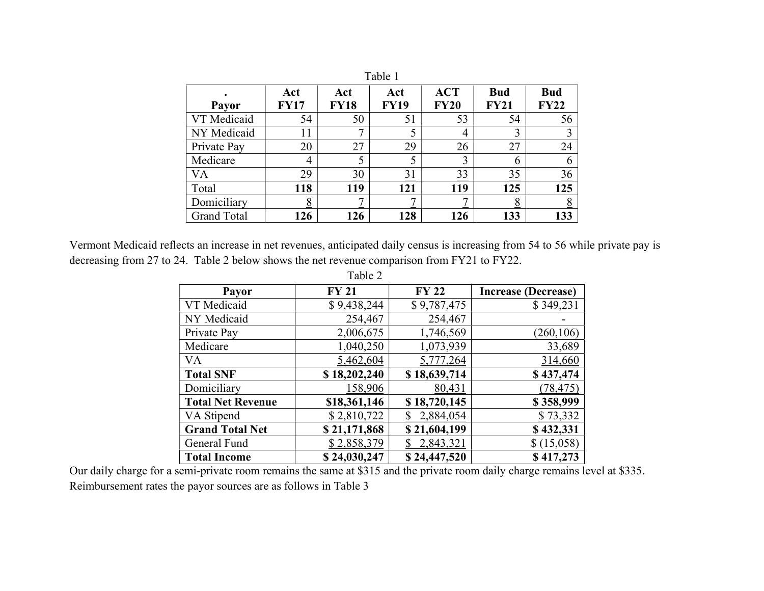Table 1

| . Payor | Act FY17 | Act FY18 | Act FY19 | ACT FY20 | Bud FY21 | Bud FY22 |
|---|---|---|---|---|---|---|
| VT Medicaid | 54 | 50 | 51 | 53 | 54 | 56 |
| NY Medicaid | 11 | 7 | 5 | 4 | 3 | 3 |
| Private Pay | 20 | 27 | 29 | 26 | 27 | 24 |
| Medicare | 4 | 5 | 5 | 3 | 6 | 6 |
| VA | 29 | 30 | 31 | 33 | 35 | 36 |
| Total | **118** | **119** | **121** | **119** | **125** | **125** |
| Domiciliary | 8 | 7 | 7 | 7 | 8 | 8 |
| Grand Total | **126** | **126** | **128** | **126** | **133** | **133** |

Vermont Medicaid reflects an increase in net revenues, anticipated daily census is increasing from 54 to 56 while private pay is decreasing from 27 to 24. Table 2 below shows the net revenue comparison from FY21 to FY22.

Table 2

| Payor | FY 21 | FY 22 | Increase (Decrease) |
|---|---|---|---|
| VT Medicaid | $ 9,438,244 | $ 9,787,475 | $ 349,231 |
| NY Medicaid | 254,467 | 254,467 | - |
| Private Pay | 2,006,675 | 1,746,569 | (260,106) |
| Medicare | 1,040,250 | 1,073,939 | 33,689 |
| VA | 5,462,604 | 5,777,264 | 314,660 |
| **Total SNF** | **$ 18,202,240** | **$ 18,639,714** | **$ 437,474** |
| Domiciliary | 158,906 | 80,431 | (78,475) |
| **Total Net Revenue** | **$18,361,146** | **$ 18,720,145** | **$ 358,999** |
| VA Stipend | $ 2,810,722 | $ 2,884,054 | $ 73,332 |
| **Grand Total Net** | **$ 21,171,868** | **$ 21,604,199** | **$ 432,331** |
| General Fund | $ 2,858,379 | $ 2,843,321 | $ (15,058) |
| **Total Income** | **$ 24,030,247** | **$ 24,447,520** | **$ 417,273** |

Our daily charge for a semi-private room remains the same at $315 and the private room daily charge remains level at $335. Reimbursement rates the payor sources are as follows in Table 3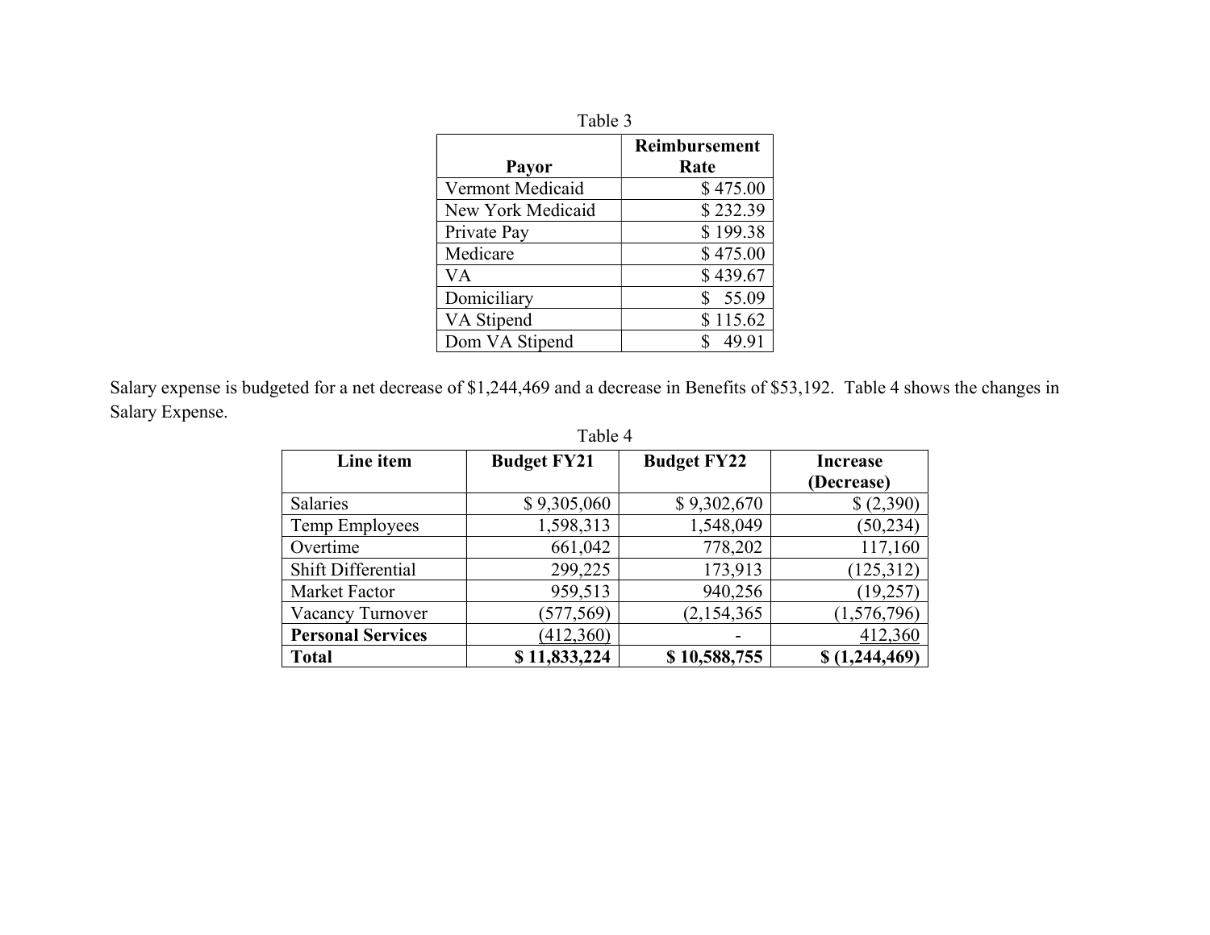Table 3

| Payor | Reimbursement Rate |
|---|---|
| Vermont Medicaid | $ 475.00 |
| New York Medicaid | $ 232.39 |
| Private Pay | $ 199.38 |
| Medicare | $ 475.00 |
| VA | $ 439.67 |
| Domiciliary | $ 55.09 |
| VA Stipend | $ 115.62 |
| Dom VA Stipend | $ 49.91 |

Salary expense is budgeted for a net decrease of $1,244,469 and a decrease in Benefits of $53,192. Table 4 shows the changes in Salary Expense.

Table 4

| Line item | Budget FY21 | Budget FY22 | Increase (Decrease) |
|---|---|---|---|
| Salaries | $ 9,305,060 | $ 9,302,670 | $ (2,390) |
| Temp Employees | 1,598,313 | 1,548,049 | (50,234) |
| Overtime | 661,042 | 778,202 | 117,160 |
| Shift Differential | 299,225 | 173,913 | (125,312) |
| Market Factor | 959,513 | 940,256 | (19,257) |
| Vacancy Turnover | (577,569) | (2,154,365 | (1,576,796) |
| **Personal Services** | (412,360) | - | 412,360 |
| **Total** | **$ 11,833,224** | **$ 10,588,755** | **$ (1,244,469)** |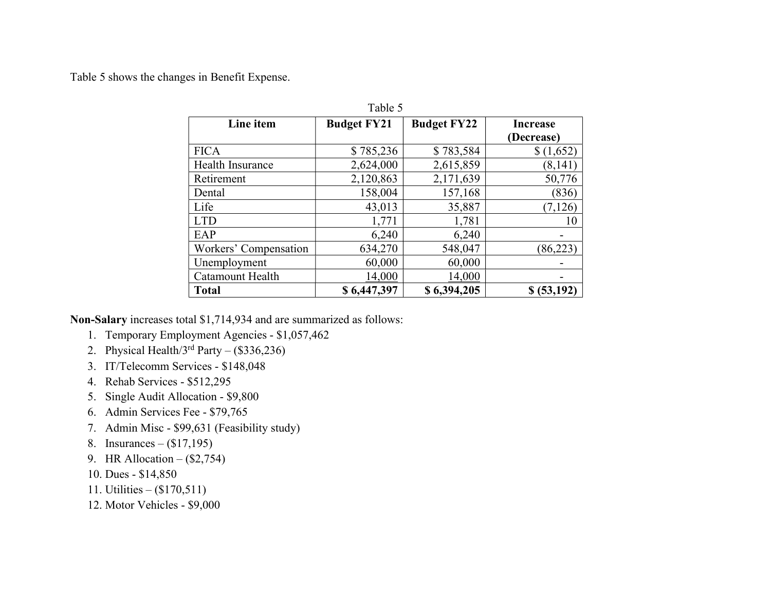Table 5 shows the changes in Benefit Expense.

Table 5

| Line item | Budget FY21 | Budget FY22 | Increase (Decrease) |
|---|---|---|---|
| FICA | $ 785,236 | $ 783,584 | $ (1,652) |
| Health Insurance | 2,624,000 | 2,615,859 | (8,141) |
| Retirement | 2,120,863 | 2,171,639 | 50,776 |
| Dental | 158,004 | 157,168 | (836) |
| Life | 43,013 | 35,887 | (7,126) |
| LTD | 1,771 | 1,781 | 10 |
| EAP | 6,240 | 6,240 | - |
| Workers' Compensation | 634,270 | 548,047 | (86,223) |
| Unemployment | 60,000 | 60,000 | - |
| Catamount Health | 14,000 | 14,000 | - |
| **Total** | **$ 6,447,397** | **$ 6,394,205** | **$ (53,192)** |

**Non-Salary** increases total $1,714,934 and are summarized as follows:

1. Temporary Employment Agencies - $1,057,462
2. Physical Health/3rd Party – ($336,236)
3. IT/Telecomm Services - $148,048
4. Rehab Services - $512,295
5. Single Audit Allocation - $9,800
6. Admin Services Fee - $79,765
7. Admin Misc - $99,631 (Feasibility study)
8. Insurances – ($17,195)
9. HR Allocation – ($2,754)
10. Dues - $14,850
11. Utilities – ($170,511)
12. Motor Vehicles - $9,000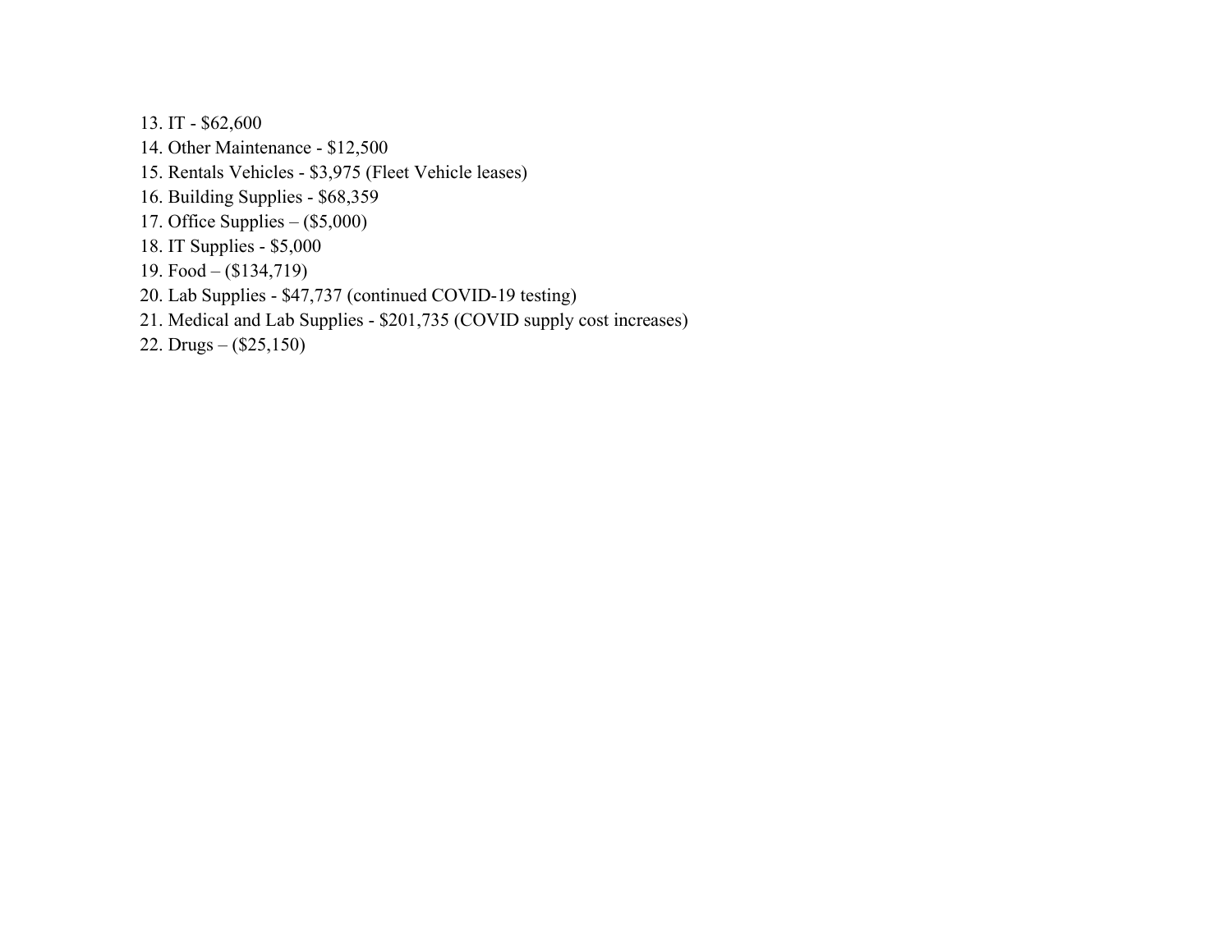13. IT - $62,600
14. Other Maintenance - $12,500
15. Rentals Vehicles - $3,975 (Fleet Vehicle leases)
16. Building Supplies - $68,359
17. Office Supplies – ($5,000)
18. IT Supplies - $5,000
19. Food – ($134,719)
20. Lab Supplies - $47,737 (continued COVID-19 testing)
21. Medical and Lab Supplies - $201,735 (COVID supply cost increases)
22. Drugs – ($25,150)